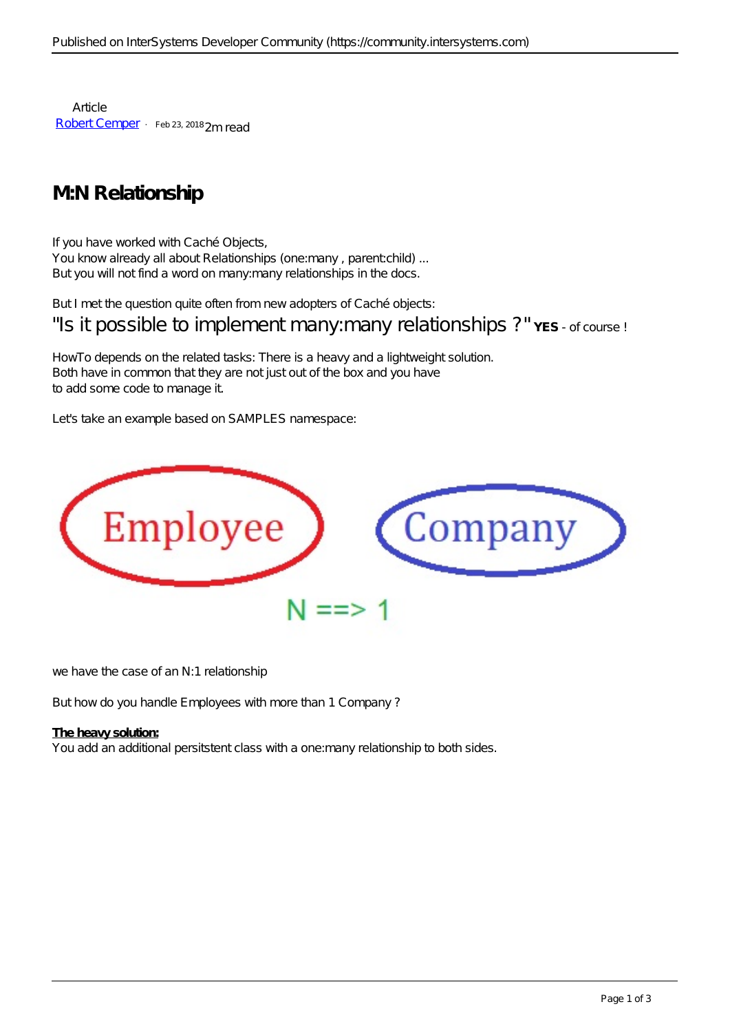Article
[Robert Cemper] · Feb 23, 2018 2m read

# M:N Relationship

If you have worked with Caché Objects,
You know already all about Relationships (one:many , parent:child) ...
But you will not find a word on many:many relationships in the docs.

But I met the question quite often from new adopters of Caché objects:
"Is it possible to implement many:many relationships ?" **YES** - of course !

HowTo depends on the related tasks: There is a heavy and a lightweight solution.
Both have in common that they are not just out of the box and you have
to add some code to manage it.

Let's take an example based on SAMPLES namespace:

Employee    Company

N ==> 1

we have the case of an N:1 relationship

But how do you handle Employees with more than 1 Company ?

**The heavy solution:**
You add an additional persitstent class with a one:many relationship to both sides.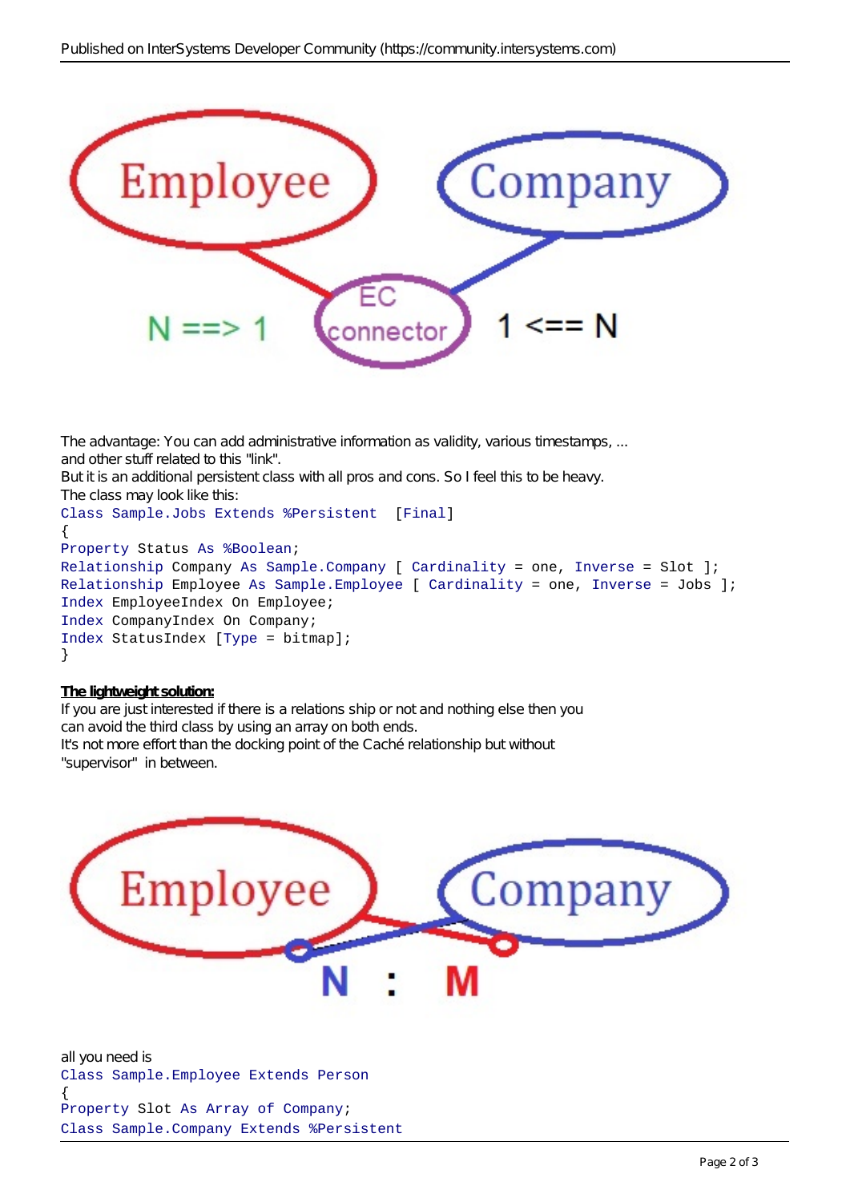The advantage: You can add administrative information as validity, various timestamps, ...
and other stuff related to this "link".
But it is an additional persistent class with all pros and cons. So I feel this to be heavy.
The class may look like this:

```
Class Sample.Jobs Extends %Persistent  [Final]
{
Property Status As %Boolean;
Relationship Company As Sample.Company [ Cardinality = one, Inverse = Slot ];
Relationship Employee As Sample.Employee [ Cardinality = one, Inverse = Jobs ];
Index EmployeeIndex On Employee;
Index CompanyIndex On Company;
Index StatusIndex [Type = bitmap];
}
```

**The lightweight solution:**
If you are just interested if there is a relations ship or not and nothing else then you
can avoid the third class by using an array on both ends.
It's not more effort than the docking point of the Caché relationship but without
"supervisor" in between.

all you need is

```
Class Sample.Employee Extends Person
{
Property Slot As Array of Company;
Class Sample.Company Extends %Persistent
```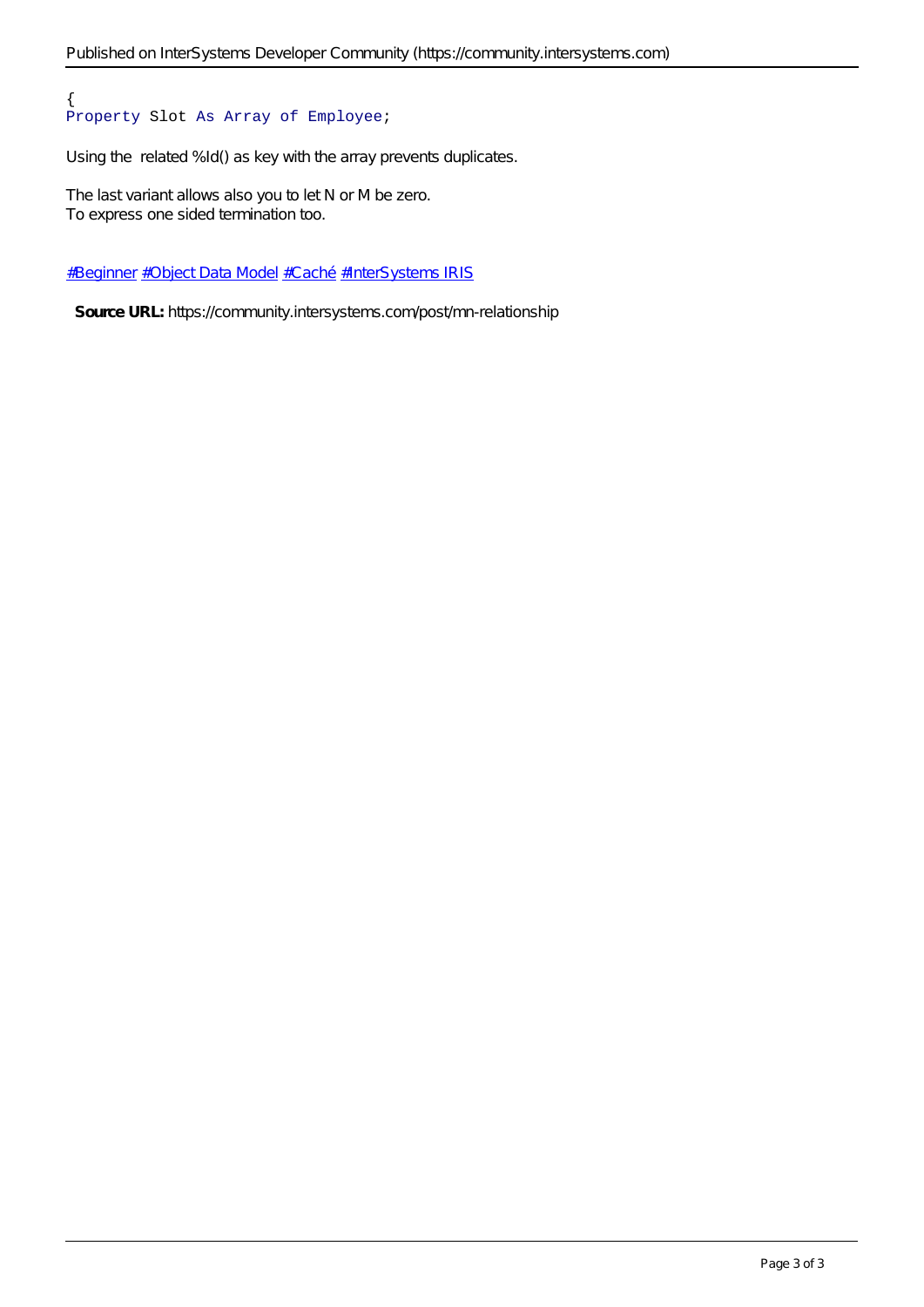```
{
Property Slot As Array of Employee;
```

Using the  related %Id() as key with the array prevents duplicates.

The last variant allows also you to let N or M be zero.
To express one sided termination too.

[#Beginner](#) [#Object Data Model](#) [#Caché](#) [#InterSystems IRIS](#)

**Source URL:** https://community.intersystems.com/post/mn-relationship